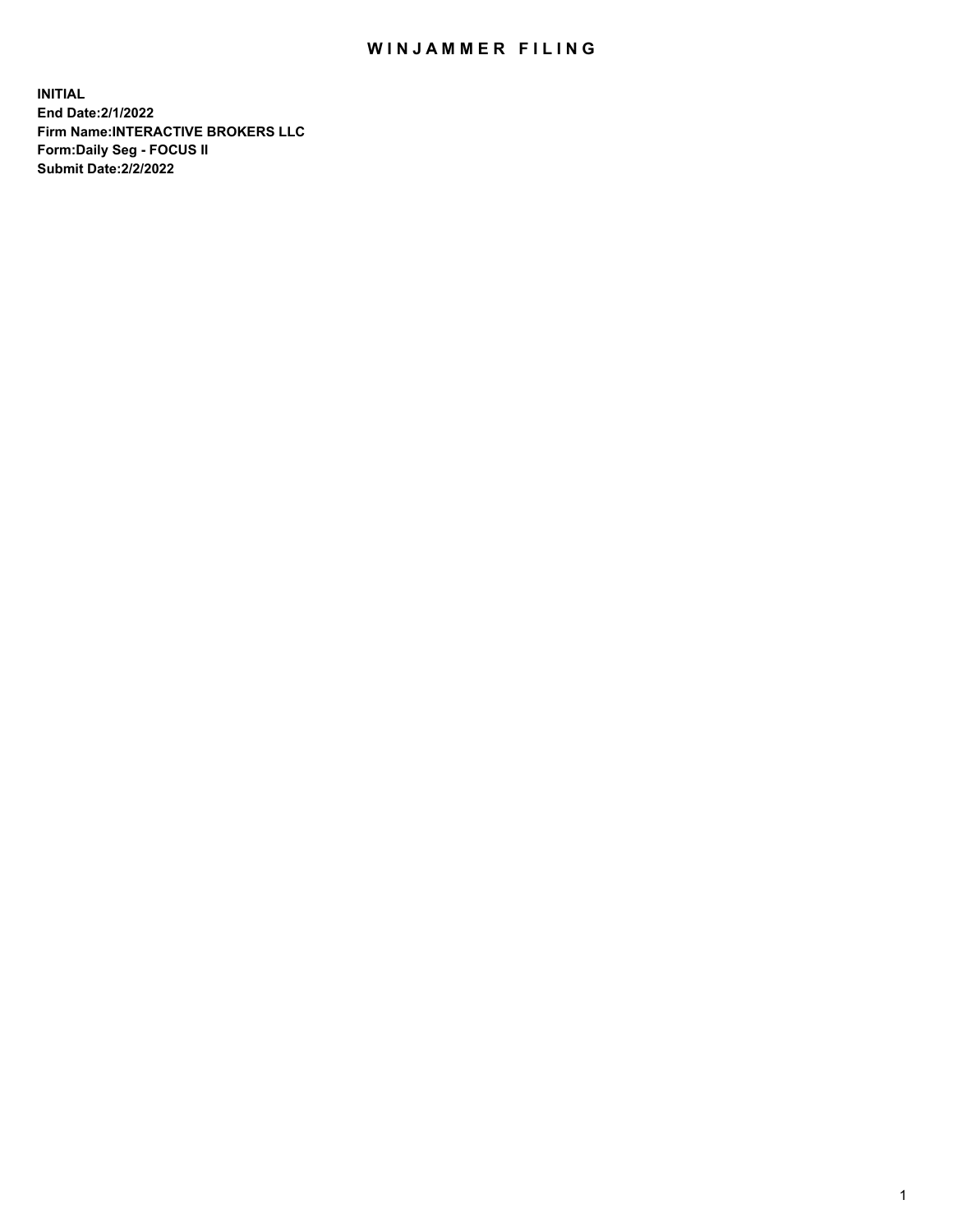# WINJAMMER FILING

**INITIAL**
**End Date:2/1/2022**
**Firm Name:INTERACTIVE BROKERS LLC**
**Form:Daily Seg - FOCUS II**
**Submit Date:2/2/2022**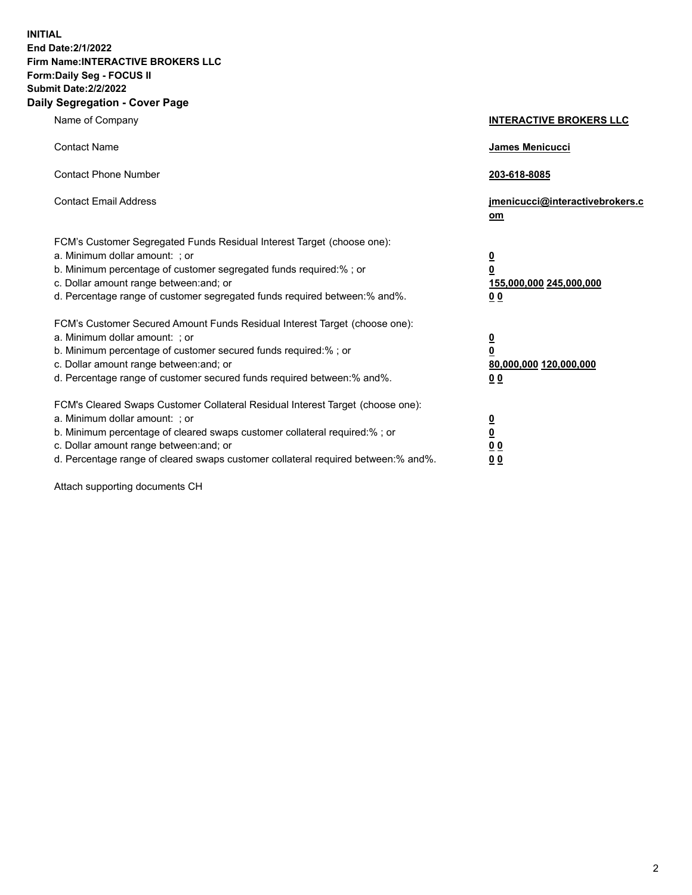**INITIAL**
**End Date:2/1/2022**
**Firm Name:INTERACTIVE BROKERS LLC**
**Form:Daily Seg - FOCUS II**
**Submit Date:2/2/2022**

## Daily Segregation - Cover Page

| | |
|---|---|
| Name of Company | **INTERACTIVE BROKERS LLC** |
| Contact Name | **James Menicucci** |
| Contact Phone Number | **203-618-8085** |
| Contact Email Address | **jmenicucci@interactivebrokers.com** |

FCM's Customer Segregated Funds Residual Interest Target (choose one):

| | |
|---|---|
| a. Minimum dollar amount: ; or | **0** |
| b. Minimum percentage of customer segregated funds required:% ; or | **0** |
| c. Dollar amount range between:and; or | **155,000,000** **245,000,000** |
| d. Percentage range of customer segregated funds required between:% and%. | **0** **0** |

FCM's Customer Secured Amount Funds Residual Interest Target (choose one):

| | |
|---|---|
| a. Minimum dollar amount: ; or | **0** |
| b. Minimum percentage of customer secured funds required:% ; or | **0** |
| c. Dollar amount range between:and; or | **80,000,000** **120,000,000** |
| d. Percentage range of customer secured funds required between:% and%. | **0** **0** |

FCM's Cleared Swaps Customer Collateral Residual Interest Target (choose one):

| | |
|---|---|
| a. Minimum dollar amount: ; or | **0** |
| b. Minimum percentage of cleared swaps customer collateral required:% ; or | **0** |
| c. Dollar amount range between:and; or | **0** **0** |
| d. Percentage range of cleared swaps customer collateral required between:% and%. | **0** **0** |

Attach supporting documents CH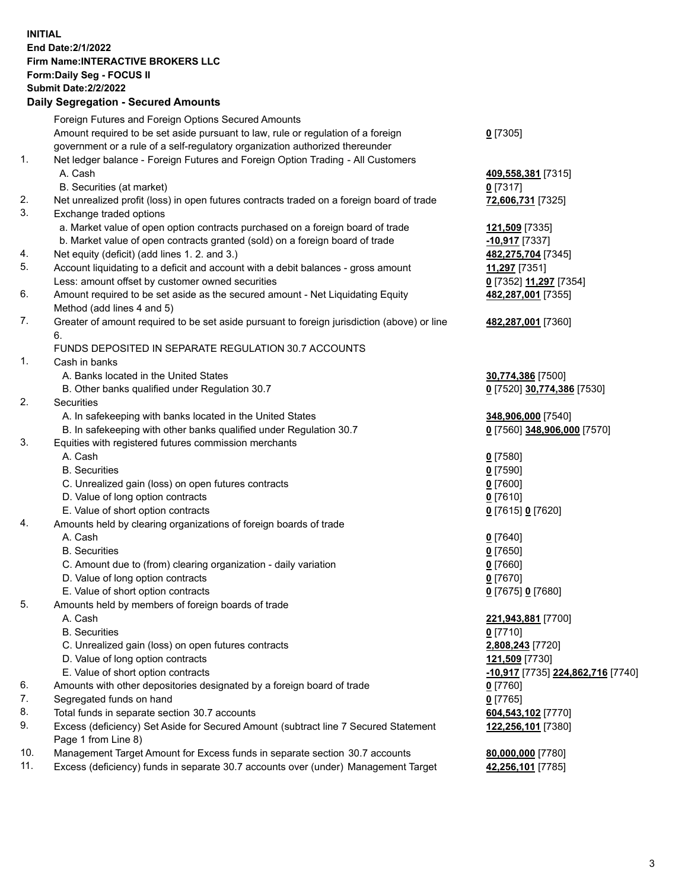**INITIAL**
**End Date:2/1/2022**
**Firm Name:INTERACTIVE BROKERS LLC**
**Form:Daily Seg - FOCUS II**
**Submit Date:2/2/2022**

## Daily Segregation - Secured Amounts

| | | |
|---|---|---|
| | Foreign Futures and Foreign Options Secured Amounts | |
| | Amount required to be set aside pursuant to law, rule or regulation of a foreign government or a rule of a self-regulatory organization authorized thereunder | **0** [7305] |
| 1. | Net ledger balance - Foreign Futures and Foreign Option Trading - All Customers | |
| | A. Cash | **409,558,381** [7315] |
| | B. Securities (at market) | **0** [7317] |
| 2. | Net unrealized profit (loss) in open futures contracts traded on a foreign board of trade | **72,606,731** [7325] |
| 3. | Exchange traded options | |
| | a. Market value of open option contracts purchased on a foreign board of trade | **121,509** [7335] |
| | b. Market value of open contracts granted (sold) on a foreign board of trade | **-10,917** [7337] |
| 4. | Net equity (deficit) (add lines 1. 2. and 3.) | **482,275,704** [7345] |
| 5. | Account liquidating to a deficit and account with a debit balances - gross amount | **11,297** [7351] |
| | Less: amount offset by customer owned securities | **0** [7352] **11,297** [7354] |
| 6. | Amount required to be set aside as the secured amount - Net Liquidating Equity Method (add lines 4 and 5) | **482,287,001** [7355] |
| 7. | Greater of amount required to be set aside pursuant to foreign jurisdiction (above) or line 6. | **482,287,001** [7360] |
| | FUNDS DEPOSITED IN SEPARATE REGULATION 30.7 ACCOUNTS | |
| 1. | Cash in banks | |
| | A. Banks located in the United States | **30,774,386** [7500] |
| | B. Other banks qualified under Regulation 30.7 | **0** [7520] **30,774,386** [7530] |
| 2. | Securities | |
| | A. In safekeeping with banks located in the United States | **348,906,000** [7540] |
| | B. In safekeeping with other banks qualified under Regulation 30.7 | **0** [7560] **348,906,000** [7570] |
| 3. | Equities with registered futures commission merchants | |
| | A. Cash | **0** [7580] |
| | B. Securities | **0** [7590] |
| | C. Unrealized gain (loss) on open futures contracts | **0** [7600] |
| | D. Value of long option contracts | **0** [7610] |
| | E. Value of short option contracts | **0** [7615] **0** [7620] |
| 4. | Amounts held by clearing organizations of foreign boards of trade | |
| | A. Cash | **0** [7640] |
| | B. Securities | **0** [7650] |
| | C. Amount due to (from) clearing organization - daily variation | **0** [7660] |
| | D. Value of long option contracts | **0** [7670] |
| | E. Value of short option contracts | **0** [7675] **0** [7680] |
| 5. | Amounts held by members of foreign boards of trade | |
| | A. Cash | **221,943,881** [7700] |
| | B. Securities | **0** [7710] |
| | C. Unrealized gain (loss) on open futures contracts | **2,808,243** [7720] |
| | D. Value of long option contracts | **121,509** [7730] |
| | E. Value of short option contracts | **-10,917** [7735] **224,862,716** [7740] |
| 6. | Amounts with other depositories designated by a foreign board of trade | **0** [7760] |
| 7. | Segregated funds on hand | **0** [7765] |
| 8. | Total funds in separate section 30.7 accounts | **604,543,102** [7770] |
| 9. | Excess (deficiency) Set Aside for Secured Amount (subtract line 7 Secured Statement Page 1 from Line 8) | **122,256,101** [7380] |
| 10. | Management Target Amount for Excess funds in separate section 30.7 accounts | **80,000,000** [7780] |
| 11. | Excess (deficiency) funds in separate 30.7 accounts over (under) Management Target | **42,256,101** [7785] |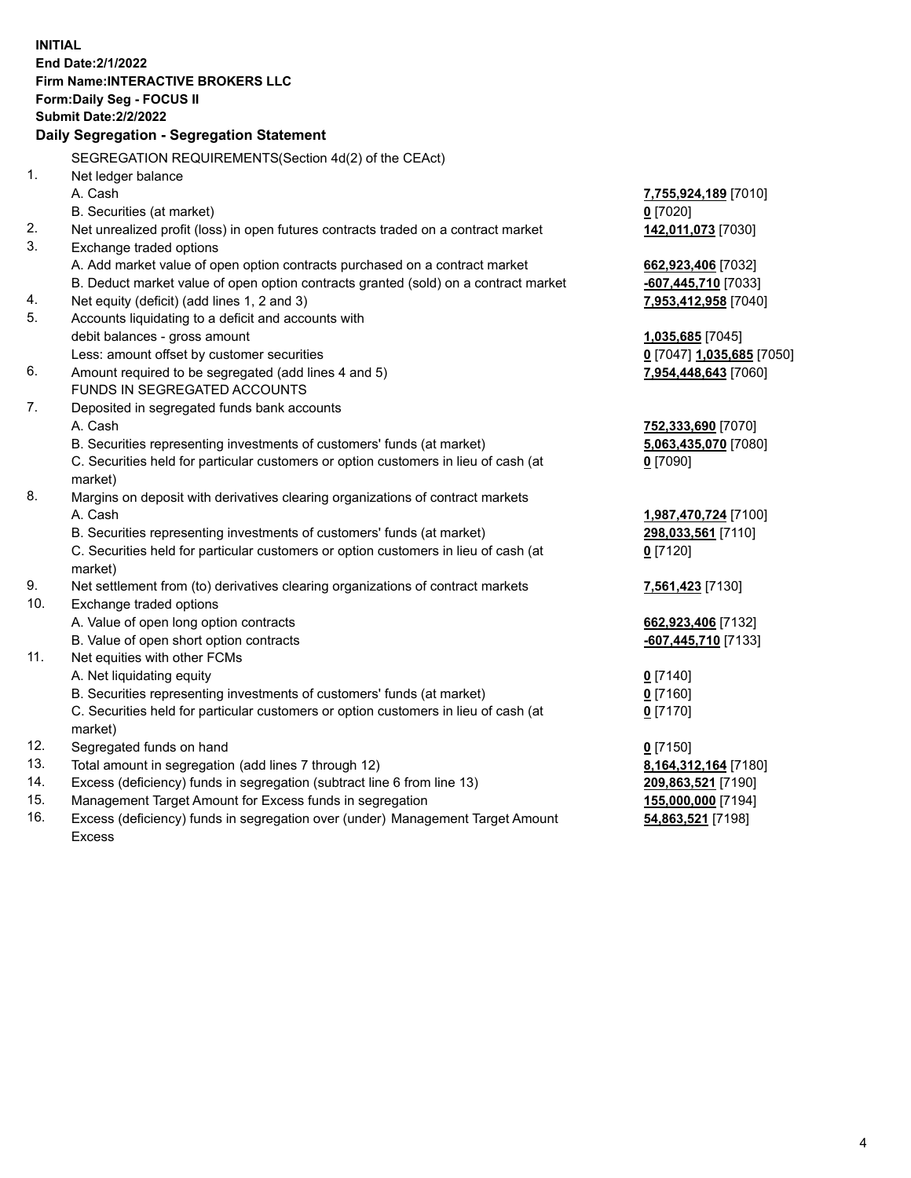**INITIAL**
**End Date:2/1/2022**
**Firm Name:INTERACTIVE BROKERS LLC**
**Form:Daily Seg - FOCUS II**
**Submit Date:2/2/2022**

## Daily Segregation - Segregation Statement

| | | |
|---|---|---|
| | SEGREGATION REQUIREMENTS(Section 4d(2) of the CEAct) | |
| 1. | Net ledger balance | |
| | A. Cash | **7,755,924,189** [7010] |
| | B. Securities (at market) | **0** [7020] |
| 2. | Net unrealized profit (loss) in open futures contracts traded on a contract market | **142,011,073** [7030] |
| 3. | Exchange traded options | |
| | A. Add market value of open option contracts purchased on a contract market | **662,923,406** [7032] |
| | B. Deduct market value of open option contracts granted (sold) on a contract market | **-607,445,710** [7033] |
| 4. | Net equity (deficit) (add lines 1, 2 and 3) | **7,953,412,958** [7040] |
| 5. | Accounts liquidating to a deficit and accounts with | |
| | debit balances - gross amount | **1,035,685** [7045] |
| | Less: amount offset by customer securities | **0** [7047] **1,035,685** [7050] |
| 6. | Amount required to be segregated (add lines 4 and 5) | **7,954,448,643** [7060] |
| | FUNDS IN SEGREGATED ACCOUNTS | |
| 7. | Deposited in segregated funds bank accounts | |
| | A. Cash | **752,333,690** [7070] |
| | B. Securities representing investments of customers' funds (at market) | **5,063,435,070** [7080] |
| | C. Securities held for particular customers or option customers in lieu of cash (at market) | **0** [7090] |
| 8. | Margins on deposit with derivatives clearing organizations of contract markets | |
| | A. Cash | **1,987,470,724** [7100] |
| | B. Securities representing investments of customers' funds (at market) | **298,033,561** [7110] |
| | C. Securities held for particular customers or option customers in lieu of cash (at market) | **0** [7120] |
| 9. | Net settlement from (to) derivatives clearing organizations of contract markets | **7,561,423** [7130] |
| 10. | Exchange traded options | |
| | A. Value of open long option contracts | **662,923,406** [7132] |
| | B. Value of open short option contracts | **-607,445,710** [7133] |
| 11. | Net equities with other FCMs | |
| | A. Net liquidating equity | **0** [7140] |
| | B. Securities representing investments of customers' funds (at market) | **0** [7160] |
| | C. Securities held for particular customers or option customers in lieu of cash (at market) | **0** [7170] |
| 12. | Segregated funds on hand | **0** [7150] |
| 13. | Total amount in segregation (add lines 7 through 12) | **8,164,312,164** [7180] |
| 14. | Excess (deficiency) funds in segregation (subtract line 6 from line 13) | **209,863,521** [7190] |
| 15. | Management Target Amount for Excess funds in segregation | **155,000,000** [7194] |
| 16. | Excess (deficiency) funds in segregation over (under) Management Target Amount Excess | **54,863,521** [7198] |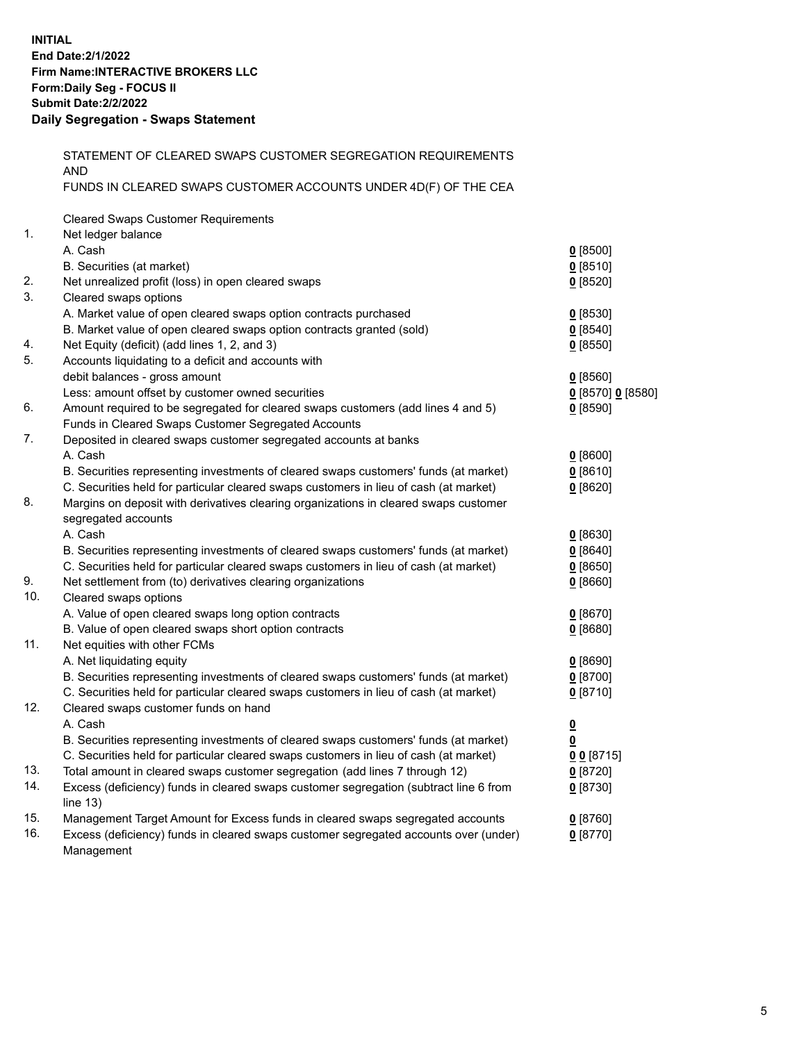**INITIAL**
**End Date:2/1/2022**
**Firm Name:INTERACTIVE BROKERS LLC**
**Form:Daily Seg - FOCUS II**
**Submit Date:2/2/2022**
**Daily Segregation - Swaps Statement**

STATEMENT OF CLEARED SWAPS CUSTOMER SEGREGATION REQUIREMENTS AND FUNDS IN CLEARED SWAPS CUSTOMER ACCOUNTS UNDER 4D(F) OF THE CEA

| | | |
|---|---|---|
| | Cleared Swaps Customer Requirements | |
| 1. | Net ledger balance | |
| | A. Cash | **0** [8500] |
| | B. Securities (at market) | **0** [8510] |
| 2. | Net unrealized profit (loss) in open cleared swaps | **0** [8520] |
| 3. | Cleared swaps options | |
| | A. Market value of open cleared swaps option contracts purchased | **0** [8530] |
| | B. Market value of open cleared swaps option contracts granted (sold) | **0** [8540] |
| 4. | Net Equity (deficit) (add lines 1, 2, and 3) | **0** [8550] |
| 5. | Accounts liquidating to a deficit and accounts with debit balances - gross amount | **0** [8560] |
| | Less: amount offset by customer owned securities | **0** [8570] **0** [8580] |
| 6. | Amount required to be segregated for cleared swaps customers (add lines 4 and 5) | **0** [8590] |
| | Funds in Cleared Swaps Customer Segregated Accounts | |
| 7. | Deposited in cleared swaps customer segregated accounts at banks | |
| | A. Cash | **0** [8600] |
| | B. Securities representing investments of cleared swaps customers' funds (at market) | **0** [8610] |
| | C. Securities held for particular cleared swaps customers in lieu of cash (at market) | **0** [8620] |
| 8. | Margins on deposit with derivatives clearing organizations in cleared swaps customer segregated accounts | |
| | A. Cash | **0** [8630] |
| | B. Securities representing investments of cleared swaps customers' funds (at market) | **0** [8640] |
| | C. Securities held for particular cleared swaps customers in lieu of cash (at market) | **0** [8650] |
| 9. | Net settlement from (to) derivatives clearing organizations | **0** [8660] |
| 10. | Cleared swaps options | |
| | A. Value of open cleared swaps long option contracts | **0** [8670] |
| | B. Value of open cleared swaps short option contracts | **0** [8680] |
| 11. | Net equities with other FCMs | |
| | A. Net liquidating equity | **0** [8690] |
| | B. Securities representing investments of cleared swaps customers' funds (at market) | **0** [8700] |
| | C. Securities held for particular cleared swaps customers in lieu of cash (at market) | **0** [8710] |
| 12. | Cleared swaps customer funds on hand | |
| | A. Cash | **0** |
| | B. Securities representing investments of cleared swaps customers' funds (at market) | **0** |
| | C. Securities held for particular cleared swaps customers in lieu of cash (at market) | **0** **0** [8715] |
| 13. | Total amount in cleared swaps customer segregation (add lines 7 through 12) | **0** [8720] |
| 14. | Excess (deficiency) funds in cleared swaps customer segregation (subtract line 6 from line 13) | **0** [8730] |
| 15. | Management Target Amount for Excess funds in cleared swaps segregated accounts | **0** [8760] |
| 16. | Excess (deficiency) funds in cleared swaps customer segregated accounts over (under) Management | **0** [8770] |